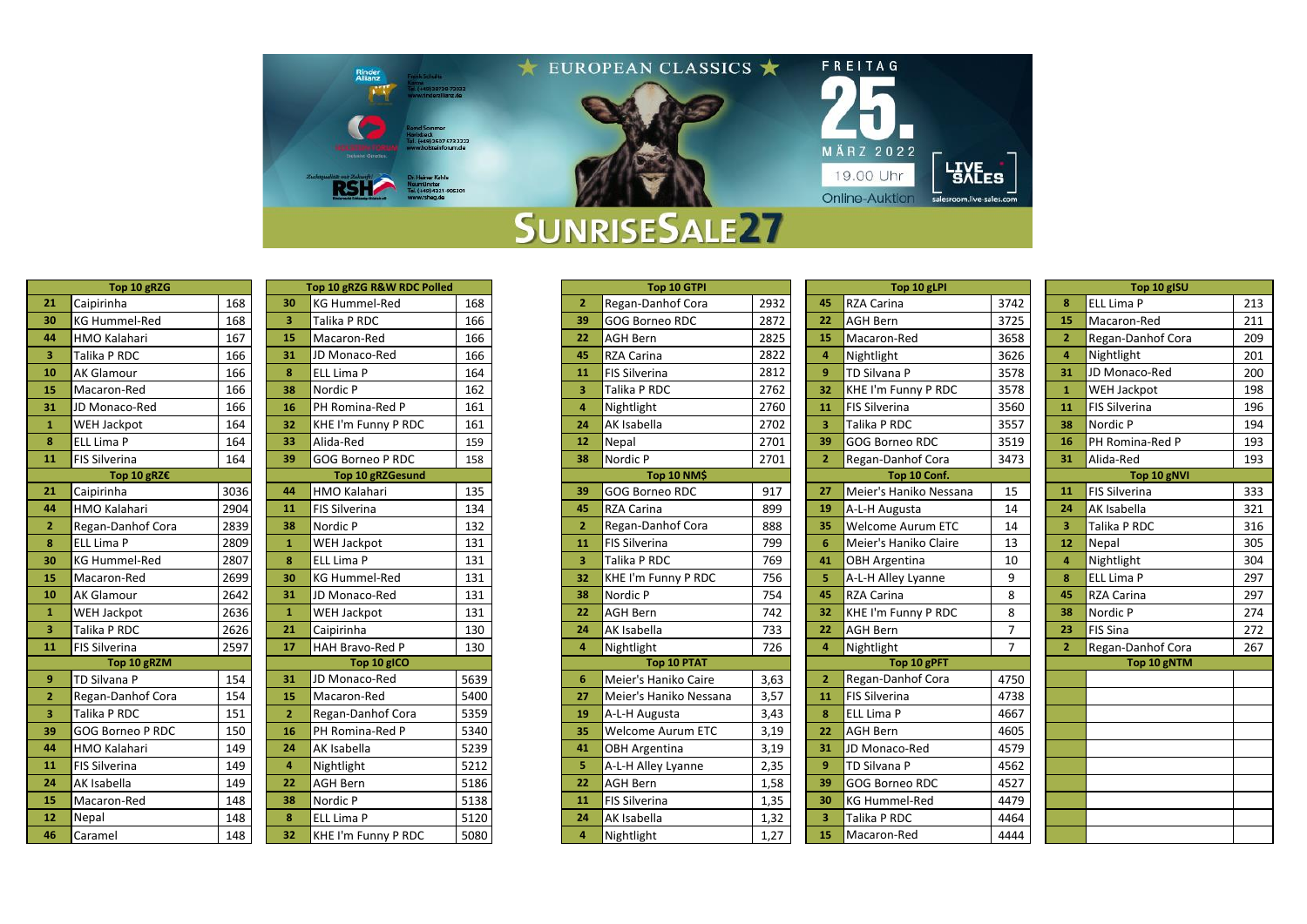EUROPEAN CLASSICS

FREITAG 25. MÄRZ 2022 19.00 Uhr Online-Auktion

LIVE SALES salesroom.live-sales.com

Rinder Allianz – Frank Schulte, Tel. (+49) 38736 73022, www.rinderallianz.de

Holstein Forum – Bernd Sommer, Tel. (+49) 3537 6733333, www.holsteinforum.de

RSH – Dr. Heiner Kahle, Neumünster, Tel. (+49) 4321-905301, www.rsheg.de

# SUNRISESALE27

| Top 10 gRZG | | |
|---|---|---|
| 21 | Caipirinha | 168 |
| 30 | KG Hummel-Red | 168 |
| 44 | HMO Kalahari | 167 |
| 3 | Talika P RDC | 166 |
| 10 | AK Glamour | 166 |
| 15 | Macaron-Red | 166 |
| 31 | JD Monaco-Red | 166 |
| 1 | WEH Jackpot | 164 |
| 8 | ELL Lima P | 164 |
| 11 | FIS Silverina | 164 |

| Top 10 gRZ€ | | |
|---|---|---|
| 21 | Caipirinha | 3036 |
| 44 | HMO Kalahari | 2904 |
| 2 | Regan-Danhof Cora | 2839 |
| 8 | ELL Lima P | 2809 |
| 30 | KG Hummel-Red | 2807 |
| 15 | Macaron-Red | 2699 |
| 10 | AK Glamour | 2642 |
| 1 | WEH Jackpot | 2636 |
| 3 | Talika P RDC | 2626 |
| 11 | FIS Silverina | 2597 |

| Top 10 gRZM | | |
|---|---|---|
| 9 | TD Silvana P | 154 |
| 2 | Regan-Danhof Cora | 154 |
| 3 | Talika P RDC | 151 |
| 39 | GOG Borneo P RDC | 150 |
| 44 | HMO Kalahari | 149 |
| 11 | FIS Silverina | 149 |
| 24 | AK Isabella | 149 |
| 15 | Macaron-Red | 148 |
| 12 | Nepal | 148 |
| 46 | Caramel | 148 |

| Top 10 gRZG R&W RDC Polled | | |
|---|---|---|
| 30 | KG Hummel-Red | 168 |
| 3 | Talika P RDC | 166 |
| 15 | Macaron-Red | 166 |
| 31 | JD Monaco-Red | 166 |
| 8 | ELL Lima P | 164 |
| 38 | Nordic P | 162 |
| 16 | PH Romina-Red P | 161 |
| 32 | KHE I'm Funny P RDC | 161 |
| 33 | Alida-Red | 159 |
| 39 | GOG Borneo P RDC | 158 |

| Top 10 gRZGesund | | |
|---|---|---|
| 44 | HMO Kalahari | 135 |
| 11 | FIS Silverina | 134 |
| 38 | Nordic P | 132 |
| 1 | WEH Jackpot | 131 |
| 8 | ELL Lima P | 131 |
| 30 | KG Hummel-Red | 131 |
| 31 | JD Monaco-Red | 131 |
| 1 | WEH Jackpot | 131 |
| 21 | Caipirinha | 130 |
| 17 | HAH Bravo-Red P | 130 |

| Top 10 gICO | | |
|---|---|---|
| 31 | JD Monaco-Red | 5639 |
| 15 | Macaron-Red | 5400 |
| 2 | Regan-Danhof Cora | 5359 |
| 16 | PH Romina-Red P | 5340 |
| 24 | AK Isabella | 5239 |
| 4 | Nightlight | 5212 |
| 22 | AGH Bern | 5186 |
| 38 | Nordic P | 5138 |
| 8 | ELL Lima P | 5120 |
| 32 | KHE I'm Funny P RDC | 5080 |

| Top 10 GTPI | | |
|---|---|---|
| 2 | Regan-Danhof Cora | 2932 |
| 39 | GOG Borneo RDC | 2872 |
| 22 | AGH Bern | 2825 |
| 45 | RZA Carina | 2822 |
| 11 | FIS Silverina | 2812 |
| 3 | Talika P RDC | 2762 |
| 4 | Nightlight | 2760 |
| 24 | AK Isabella | 2702 |
| 12 | Nepal | 2701 |
| 38 | Nordic P | 2701 |

| Top 10 NM$ | | |
|---|---|---|
| 39 | GOG Borneo RDC | 917 |
| 45 | RZA Carina | 899 |
| 2 | Regan-Danhof Cora | 888 |
| 11 | FIS Silverina | 799 |
| 3 | Talika P RDC | 769 |
| 32 | KHE I'm Funny P RDC | 756 |
| 38 | Nordic P | 754 |
| 22 | AGH Bern | 742 |
| 24 | AK Isabella | 733 |
| 4 | Nightlight | 726 |

| Top 10 PTAT | | |
|---|---|---|
| 6 | Meier's Haniko Caire | 3,63 |
| 27 | Meier's Haniko Nessana | 3,57 |
| 19 | A-L-H Augusta | 3,43 |
| 35 | Welcome Aurum ETC | 3,19 |
| 41 | OBH Argentina | 3,19 |
| 5 | A-L-H Alley Lyanne | 2,35 |
| 22 | AGH Bern | 1,58 |
| 11 | FIS Silverina | 1,35 |
| 24 | AK Isabella | 1,32 |
| 4 | Nightlight | 1,27 |

| Top 10 gLPI | | |
|---|---|---|
| 45 | RZA Carina | 3742 |
| 22 | AGH Bern | 3725 |
| 15 | Macaron-Red | 3658 |
| 4 | Nightlight | 3626 |
| 9 | TD Silvana P | 3578 |
| 32 | KHE I'm Funny P RDC | 3578 |
| 11 | FIS Silverina | 3560 |
| 3 | Talika P RDC | 3557 |
| 39 | GOG Borneo RDC | 3519 |
| 2 | Regan-Danhof Cora | 3473 |

| Top 10 Conf. | | |
|---|---|---|
| 27 | Meier's Haniko Nessana | 15 |
| 19 | A-L-H Augusta | 14 |
| 35 | Welcome Aurum ETC | 14 |
| 6 | Meier's Haniko Claire | 13 |
| 41 | OBH Argentina | 10 |
| 5 | A-L-H Alley Lyanne | 9 |
| 45 | RZA Carina | 8 |
| 32 | KHE I'm Funny P RDC | 8 |
| 22 | AGH Bern | 7 |
| 4 | Nightlight | 7 |

| Top 10 gPFT | | |
|---|---|---|
| 2 | Regan-Danhof Cora | 4750 |
| 11 | FIS Silverina | 4738 |
| 8 | ELL Lima P | 4667 |
| 22 | AGH Bern | 4605 |
| 31 | JD Monaco-Red | 4579 |
| 9 | TD Silvana P | 4562 |
| 39 | GOG Borneo RDC | 4527 |
| 30 | KG Hummel-Red | 4479 |
| 3 | Talika P RDC | 4464 |
| 15 | Macaron-Red | 4444 |

| Top 10 gISU | | |
|---|---|---|
| 8 | ELL Lima P | 213 |
| 15 | Macaron-Red | 211 |
| 2 | Regan-Danhof Cora | 209 |
| 4 | Nightlight | 201 |
| 31 | JD Monaco-Red | 200 |
| 1 | WEH Jackpot | 198 |
| 11 | FIS Silverina | 196 |
| 38 | Nordic P | 194 |
| 16 | PH Romina-Red P | 193 |
| 31 | Alida-Red | 193 |

| Top 10 gNVI | | |
|---|---|---|
| 11 | FIS Silverina | 333 |
| 24 | AK Isabella | 321 |
| 3 | Talika P RDC | 316 |
| 12 | Nepal | 305 |
| 4 | Nightlight | 304 |
| 8 | ELL Lima P | 297 |
| 45 | RZA Carina | 297 |
| 38 | Nordic P | 274 |
| 23 | FIS Sina | 272 |
| 2 | Regan-Danhof Cora | 267 |

| Top 10 gNTM | | |
|---|---|---|
| | | |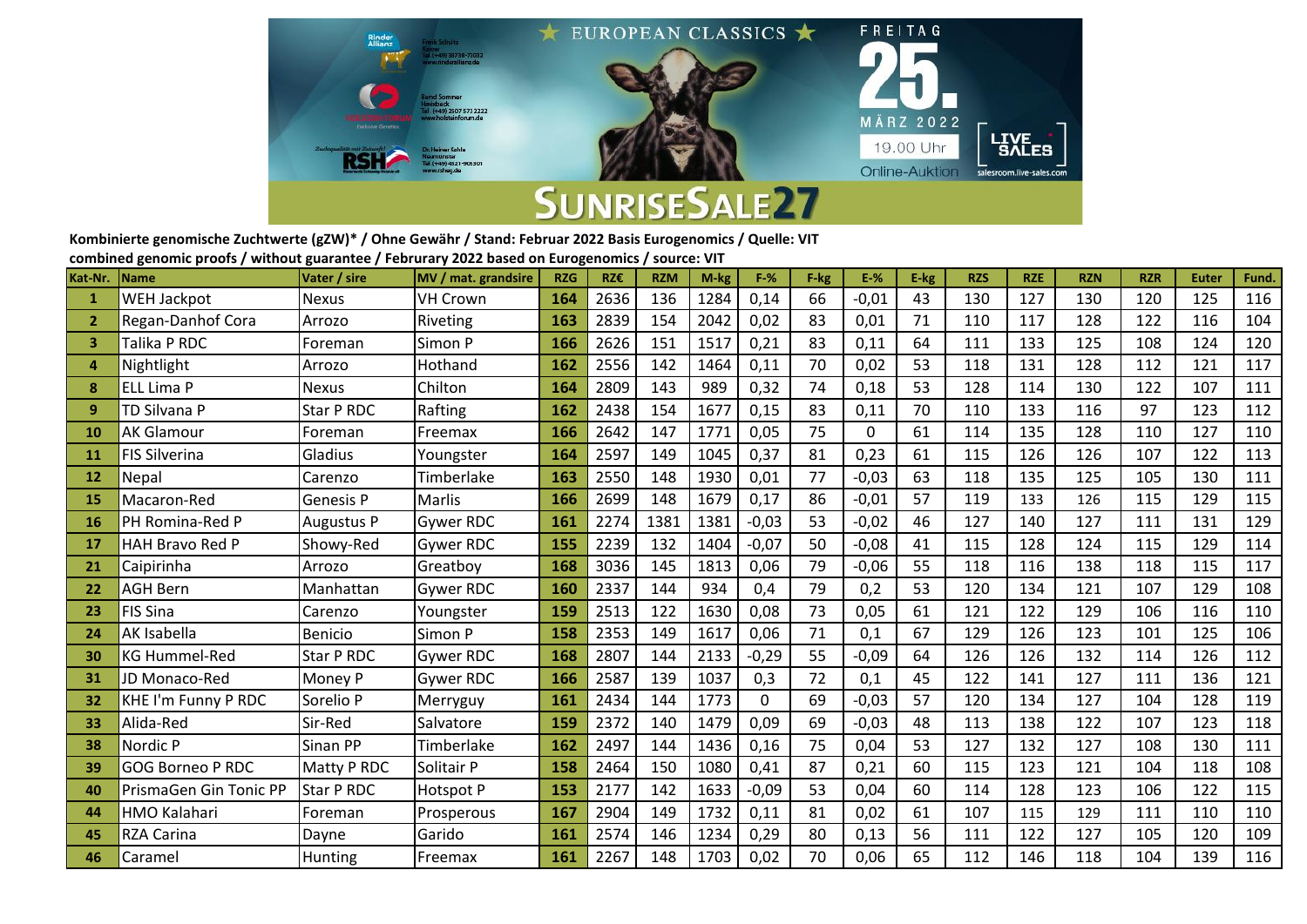EUROPEAN CLASSICS

FREITAG 25. MÄRZ 2022 19.00 Uhr Online-Auktion

LIVE SALES salesroom.live-sales.com

Rinder Allianz – Frank Schulz, Karow, Tel. (+49) 38738-73032, www.rinderallianz.de

Holstein Forum – Bernd Sommer, Heinbach, Tel. (+49) 2607 573 2222, www.holsteinforum.de

RSH – Dr. Heiner Kahle, Neumünster, Tel. (+49) 4321-905301, www.rsheg.de

# SUNRISESALE27

**Kombinierte genomische Zuchtwerte (gZW)* / Ohne Gewähr / Stand: Februar 2022 Basis Eurogenomics / Quelle: VIT**

**combined genomic proofs / without guarantee / Februrary 2022 based on Eurogenomics / source: VIT**

| Kat-Nr. | Name | Vater / sire | MV / mat. grandsire | RZG | RZ€ | RZM | M-kg | F-% | F-kg | E-% | E-kg | RZS | RZE | RZN | RZR | Euter | Fund. |
|---|---|---|---|---|---|---|---|---|---|---|---|---|---|---|---|---|---|
| 1 | WEH Jackpot | Nexus | VH Crown | 164 | 2636 | 136 | 1284 | 0,14 | 66 | -0,01 | 43 | 130 | 127 | 130 | 120 | 125 | 116 |
| 2 | Regan-Danhof Cora | Arrozo | Riveting | 163 | 2839 | 154 | 2042 | 0,02 | 83 | 0,01 | 71 | 110 | 117 | 128 | 122 | 116 | 104 |
| 3 | Talika P RDC | Foreman | Simon P | 166 | 2626 | 151 | 1517 | 0,21 | 83 | 0,11 | 64 | 111 | 133 | 125 | 108 | 124 | 120 |
| 4 | Nightlight | Arrozo | Hothand | 162 | 2556 | 142 | 1464 | 0,11 | 70 | 0,02 | 53 | 118 | 131 | 128 | 112 | 121 | 117 |
| 8 | ELL Lima P | Nexus | Chilton | 164 | 2809 | 143 | 989 | 0,32 | 74 | 0,18 | 53 | 128 | 114 | 130 | 122 | 107 | 111 |
| 9 | TD Silvana P | Star P RDC | Rafting | 162 | 2438 | 154 | 1677 | 0,15 | 83 | 0,11 | 70 | 110 | 133 | 116 | 97 | 123 | 112 |
| 10 | AK Glamour | Foreman | Freemax | 166 | 2642 | 147 | 1771 | 0,05 | 75 | 0 | 61 | 114 | 135 | 128 | 110 | 127 | 110 |
| 11 | FIS Silverina | Gladius | Youngster | 164 | 2597 | 149 | 1045 | 0,37 | 81 | 0,23 | 61 | 115 | 126 | 126 | 107 | 122 | 113 |
| 12 | Nepal | Carenzo | Timberlake | 163 | 2550 | 148 | 1930 | 0,01 | 77 | -0,03 | 63 | 118 | 135 | 125 | 105 | 130 | 111 |
| 15 | Macaron-Red | Genesis P | Marlis | 166 | 2699 | 148 | 1679 | 0,17 | 86 | -0,01 | 57 | 119 | 133 | 126 | 115 | 129 | 115 |
| 16 | PH Romina-Red P | Augustus P | Gywer RDC | 161 | 2274 | 1381 | 1381 | -0,03 | 53 | -0,02 | 46 | 127 | 140 | 127 | 111 | 131 | 129 |
| 17 | HAH Bravo Red P | Showy-Red | Gywer RDC | 155 | 2239 | 132 | 1404 | -0,07 | 50 | -0,08 | 41 | 115 | 128 | 124 | 115 | 129 | 114 |
| 21 | Caipirinha | Arrozo | Greatboy | 168 | 3036 | 145 | 1813 | 0,06 | 79 | -0,06 | 55 | 118 | 116 | 138 | 118 | 115 | 117 |
| 22 | AGH Bern | Manhattan | Gywer RDC | 160 | 2337 | 144 | 934 | 0,4 | 79 | 0,2 | 53 | 120 | 134 | 121 | 107 | 129 | 108 |
| 23 | FIS Sina | Carenzo | Youngster | 159 | 2513 | 122 | 1630 | 0,08 | 73 | 0,05 | 61 | 121 | 122 | 129 | 106 | 116 | 110 |
| 24 | AK Isabella | Benicio | Simon P | 158 | 2353 | 149 | 1617 | 0,06 | 71 | 0,1 | 67 | 129 | 126 | 123 | 101 | 125 | 106 |
| 30 | KG Hummel-Red | Star P RDC | Gywer RDC | 168 | 2807 | 144 | 2133 | -0,29 | 55 | -0,09 | 64 | 126 | 126 | 132 | 114 | 126 | 112 |
| 31 | JD Monaco-Red | Money P | Gywer RDC | 166 | 2587 | 139 | 1037 | 0,3 | 72 | 0,1 | 45 | 122 | 141 | 127 | 111 | 136 | 121 |
| 32 | KHE I'm Funny P RDC | Sorelio P | Merryguy | 161 | 2434 | 144 | 1773 | 0 | 69 | -0,03 | 57 | 120 | 134 | 127 | 104 | 128 | 119 |
| 33 | Alida-Red | Sir-Red | Salvatore | 159 | 2372 | 140 | 1479 | 0,09 | 69 | -0,03 | 48 | 113 | 138 | 122 | 107 | 123 | 118 |
| 38 | Nordic P | Sinan PP | Timberlake | 162 | 2497 | 144 | 1436 | 0,16 | 75 | 0,04 | 53 | 127 | 132 | 127 | 108 | 130 | 111 |
| 39 | GOG Borneo P RDC | Matty P RDC | Solitair P | 158 | 2464 | 150 | 1080 | 0,41 | 87 | 0,21 | 60 | 115 | 123 | 121 | 104 | 118 | 108 |
| 40 | PrismaGen Gin Tonic PP | Star P RDC | Hotspot P | 153 | 2177 | 142 | 1633 | -0,09 | 53 | 0,04 | 60 | 114 | 128 | 123 | 106 | 122 | 115 |
| 44 | HMO Kalahari | Foreman | Prosperous | 167 | 2904 | 149 | 1732 | 0,11 | 81 | 0,02 | 61 | 107 | 115 | 129 | 111 | 110 | 110 |
| 45 | RZA Carina | Dayne | Garido | 161 | 2574 | 146 | 1234 | 0,29 | 80 | 0,13 | 56 | 111 | 122 | 127 | 105 | 120 | 109 |
| 46 | Caramel | Hunting | Freemax | 161 | 2267 | 148 | 1703 | 0,02 | 70 | 0,06 | 65 | 112 | 146 | 118 | 104 | 139 | 116 |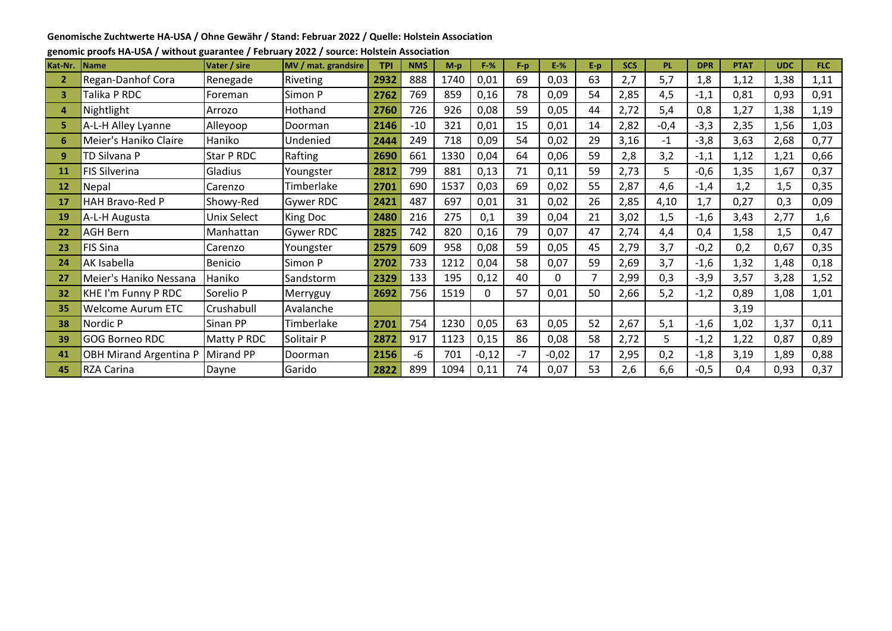**Genomische Zuchtwerte HA-USA / Ohne Gewähr / Stand: Februar 2022 / Quelle: Holstein Association**

**genomic proofs HA-USA / without guarantee / February 2022 / source: Holstein Association**

| Kat-Nr. | Name | Vater / sire | MV / mat. grandsire | TPI | NM$ | M-p | F-% | F-p | E-% | E-p | SCS | PL | DPR | PTAT | UDC | FLC |
|---|---|---|---|---|---|---|---|---|---|---|---|---|---|---|---|---|
| 2 | Regan-Danhof Cora | Renegade | Riveting | 2932 | 888 | 1740 | 0,01 | 69 | 0,03 | 63 | 2,7 | 5,7 | 1,8 | 1,12 | 1,38 | 1,11 |
| 3 | Talika P RDC | Foreman | Simon P | 2762 | 769 | 859 | 0,16 | 78 | 0,09 | 54 | 2,85 | 4,5 | -1,1 | 0,81 | 0,93 | 0,91 |
| 4 | Nightlight | Arrozo | Hothand | 2760 | 726 | 926 | 0,08 | 59 | 0,05 | 44 | 2,72 | 5,4 | 0,8 | 1,27 | 1,38 | 1,19 |
| 5 | A-L-H Alley Lyanne | Alleyoop | Doorman | 2146 | -10 | 321 | 0,01 | 15 | 0,01 | 14 | 2,82 | -0,4 | -3,3 | 2,35 | 1,56 | 1,03 |
| 6 | Meier's Haniko Claire | Haniko | Undenied | 2444 | 249 | 718 | 0,09 | 54 | 0,02 | 29 | 3,16 | -1 | -3,8 | 3,63 | 2,68 | 0,77 |
| 9 | TD Silvana P | Star P RDC | Rafting | 2690 | 661 | 1330 | 0,04 | 64 | 0,06 | 59 | 2,8 | 3,2 | -1,1 | 1,12 | 1,21 | 0,66 |
| 11 | FIS Silverina | Gladius | Youngster | 2812 | 799 | 881 | 0,13 | 71 | 0,11 | 59 | 2,73 | 5 | -0,6 | 1,35 | 1,67 | 0,37 |
| 12 | Nepal | Carenzo | Timberlake | 2701 | 690 | 1537 | 0,03 | 69 | 0,02 | 55 | 2,87 | 4,6 | -1,4 | 1,2 | 1,5 | 0,35 |
| 17 | HAH Bravo-Red P | Showy-Red | Gywer RDC | 2421 | 487 | 697 | 0,01 | 31 | 0,02 | 26 | 2,85 | 4,10 | 1,7 | 0,27 | 0,3 | 0,09 |
| 19 | A-L-H Augusta | Unix Select | King Doc | 2480 | 216 | 275 | 0,1 | 39 | 0,04 | 21 | 3,02 | 1,5 | -1,6 | 3,43 | 2,77 | 1,6 |
| 22 | AGH Bern | Manhattan | Gywer RDC | 2825 | 742 | 820 | 0,16 | 79 | 0,07 | 47 | 2,74 | 4,4 | 0,4 | 1,58 | 1,5 | 0,47 |
| 23 | FIS Sina | Carenzo | Youngster | 2579 | 609 | 958 | 0,08 | 59 | 0,05 | 45 | 2,79 | 3,7 | -0,2 | 0,2 | 0,67 | 0,35 |
| 24 | AK Isabella | Benicio | Simon P | 2702 | 733 | 1212 | 0,04 | 58 | 0,07 | 59 | 2,69 | 3,7 | -1,6 | 1,32 | 1,48 | 0,18 |
| 27 | Meier's Haniko Nessana | Haniko | Sandstorm | 2329 | 133 | 195 | 0,12 | 40 | 0 | 7 | 2,99 | 0,3 | -3,9 | 3,57 | 3,28 | 1,52 |
| 32 | KHE I'm Funny P RDC | Sorelio P | Merryguy | 2692 | 756 | 1519 | 0 | 57 | 0,01 | 50 | 2,66 | 5,2 | -1,2 | 0,89 | 1,08 | 1,01 |
| 35 | Welcome Aurum ETC | Crushabull | Avalanche | | | | | | | | | | | 3,19 | | |
| 38 | Nordic P | Sinan PP | Timberlake | 2701 | 754 | 1230 | 0,05 | 63 | 0,05 | 52 | 2,67 | 5,1 | -1,6 | 1,02 | 1,37 | 0,11 |
| 39 | GOG Borneo RDC | Matty P RDC | Solitair P | 2872 | 917 | 1123 | 0,15 | 86 | 0,08 | 58 | 2,72 | 5 | -1,2 | 1,22 | 0,87 | 0,89 |
| 41 | OBH Mirand Argentina P | Mirand PP | Doorman | 2156 | -6 | 701 | -0,12 | -7 | -0,02 | 17 | 2,95 | 0,2 | -1,8 | 3,19 | 1,89 | 0,88 |
| 45 | RZA Carina | Dayne | Garido | 2822 | 899 | 1094 | 0,11 | 74 | 0,07 | 53 | 2,6 | 6,6 | -0,5 | 0,4 | 0,93 | 0,37 |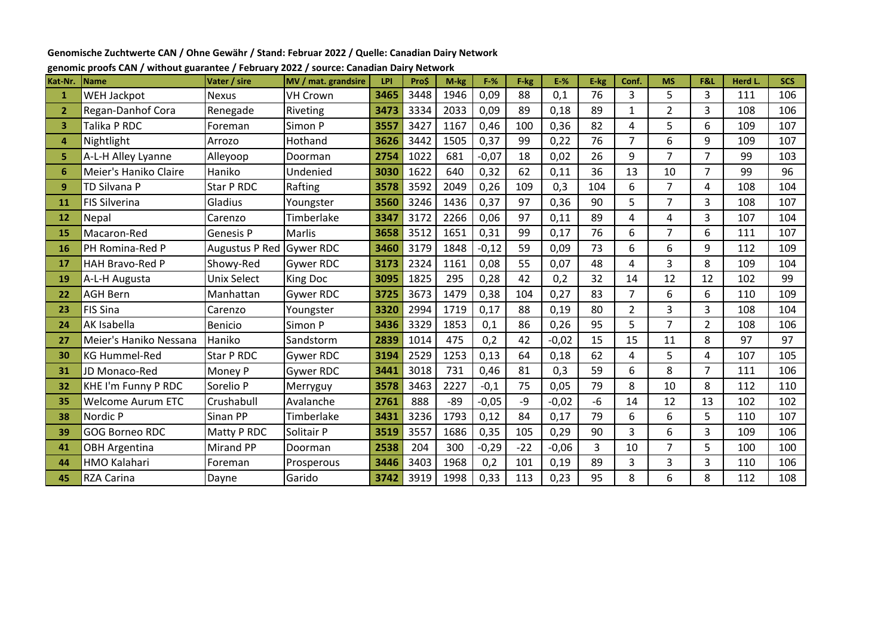**Genomische Zuchtwerte CAN / Ohne Gewähr / Stand: Februar 2022 / Quelle: Canadian Dairy Network**

**genomic proofs CAN / without guarantee / February 2022 / source: Canadian Dairy Network**

| Kat-Nr. | Name | Vater / sire | MV / mat. grandsire | LPI | Pro$ | M-kg | F-% | F-kg | E-% | E-kg | Conf. | MS | F&L | Herd L. | SCS |
|---|---|---|---|---|---|---|---|---|---|---|---|---|---|---|---|
| 1 | WEH Jackpot | Nexus | VH Crown | 3465 | 3448 | 1946 | 0,09 | 88 | 0,1 | 76 | 3 | 5 | 3 | 111 | 106 |
| 2 | Regan-Danhof Cora | Renegade | Riveting | 3473 | 3334 | 2033 | 0,09 | 89 | 0,18 | 89 | 1 | 2 | 3 | 108 | 106 |
| 3 | Talika P RDC | Foreman | Simon P | 3557 | 3427 | 1167 | 0,46 | 100 | 0,36 | 82 | 4 | 5 | 6 | 109 | 107 |
| 4 | Nightlight | Arrozo | Hothand | 3626 | 3442 | 1505 | 0,37 | 99 | 0,22 | 76 | 7 | 6 | 9 | 109 | 107 |
| 5 | A-L-H Alley Lyanne | Alleyoop | Doorman | 2754 | 1022 | 681 | -0,07 | 18 | 0,02 | 26 | 9 | 7 | 7 | 99 | 103 |
| 6 | Meier's Haniko Claire | Haniko | Undenied | 3030 | 1622 | 640 | 0,32 | 62 | 0,11 | 36 | 13 | 10 | 7 | 99 | 96 |
| 9 | TD Silvana P | Star P RDC | Rafting | 3578 | 3592 | 2049 | 0,26 | 109 | 0,3 | 104 | 6 | 7 | 4 | 108 | 104 |
| 11 | FIS Silverina | Gladius | Youngster | 3560 | 3246 | 1436 | 0,37 | 97 | 0,36 | 90 | 5 | 7 | 3 | 108 | 107 |
| 12 | Nepal | Carenzo | Timberlake | 3347 | 3172 | 2266 | 0,06 | 97 | 0,11 | 89 | 4 | 4 | 3 | 107 | 104 |
| 15 | Macaron-Red | Genesis P | Marlis | 3658 | 3512 | 1651 | 0,31 | 99 | 0,17 | 76 | 6 | 7 | 6 | 111 | 107 |
| 16 | PH Romina-Red P | Augustus P Red | Gywer RDC | 3460 | 3179 | 1848 | -0,12 | 59 | 0,09 | 73 | 6 | 6 | 9 | 112 | 109 |
| 17 | HAH Bravo-Red P | Showy-Red | Gywer RDC | 3173 | 2324 | 1161 | 0,08 | 55 | 0,07 | 48 | 4 | 3 | 8 | 109 | 104 |
| 19 | A-L-H Augusta | Unix Select | King Doc | 3095 | 1825 | 295 | 0,28 | 42 | 0,2 | 32 | 14 | 12 | 12 | 102 | 99 |
| 22 | AGH Bern | Manhattan | Gywer RDC | 3725 | 3673 | 1479 | 0,38 | 104 | 0,27 | 83 | 7 | 6 | 6 | 110 | 109 |
| 23 | FIS Sina | Carenzo | Youngster | 3320 | 2994 | 1719 | 0,17 | 88 | 0,19 | 80 | 2 | 3 | 3 | 108 | 104 |
| 24 | AK Isabella | Benicio | Simon P | 3436 | 3329 | 1853 | 0,1 | 86 | 0,26 | 95 | 5 | 7 | 2 | 108 | 106 |
| 27 | Meier's Haniko Nessana | Haniko | Sandstorm | 2839 | 1014 | 475 | 0,2 | 42 | -0,02 | 15 | 15 | 11 | 8 | 97 | 97 |
| 30 | KG Hummel-Red | Star P RDC | Gywer RDC | 3194 | 2529 | 1253 | 0,13 | 64 | 0,18 | 62 | 4 | 5 | 4 | 107 | 105 |
| 31 | JD Monaco-Red | Money P | Gywer RDC | 3441 | 3018 | 731 | 0,46 | 81 | 0,3 | 59 | 6 | 8 | 7 | 111 | 106 |
| 32 | KHE I'm Funny P RDC | Sorelio P | Merryguy | 3578 | 3463 | 2227 | -0,1 | 75 | 0,05 | 79 | 8 | 10 | 8 | 112 | 110 |
| 35 | Welcome Aurum ETC | Crushabull | Avalanche | 2761 | 888 | -89 | -0,05 | -9 | -0,02 | -6 | 14 | 12 | 13 | 102 | 102 |
| 38 | Nordic P | Sinan PP | Timberlake | 3431 | 3236 | 1793 | 0,12 | 84 | 0,17 | 79 | 6 | 6 | 5 | 110 | 107 |
| 39 | GOG Borneo RDC | Matty P RDC | Solitair P | 3519 | 3557 | 1686 | 0,35 | 105 | 0,29 | 90 | 3 | 6 | 3 | 109 | 106 |
| 41 | OBH Argentina | Mirand PP | Doorman | 2538 | 204 | 300 | -0,29 | -22 | -0,06 | 3 | 10 | 7 | 5 | 100 | 100 |
| 44 | HMO Kalahari | Foreman | Prosperous | 3446 | 3403 | 1968 | 0,2 | 101 | 0,19 | 89 | 3 | 3 | 3 | 110 | 106 |
| 45 | RZA Carina | Dayne | Garido | 3742 | 3919 | 1998 | 0,33 | 113 | 0,23 | 95 | 8 | 6 | 8 | 112 | 108 |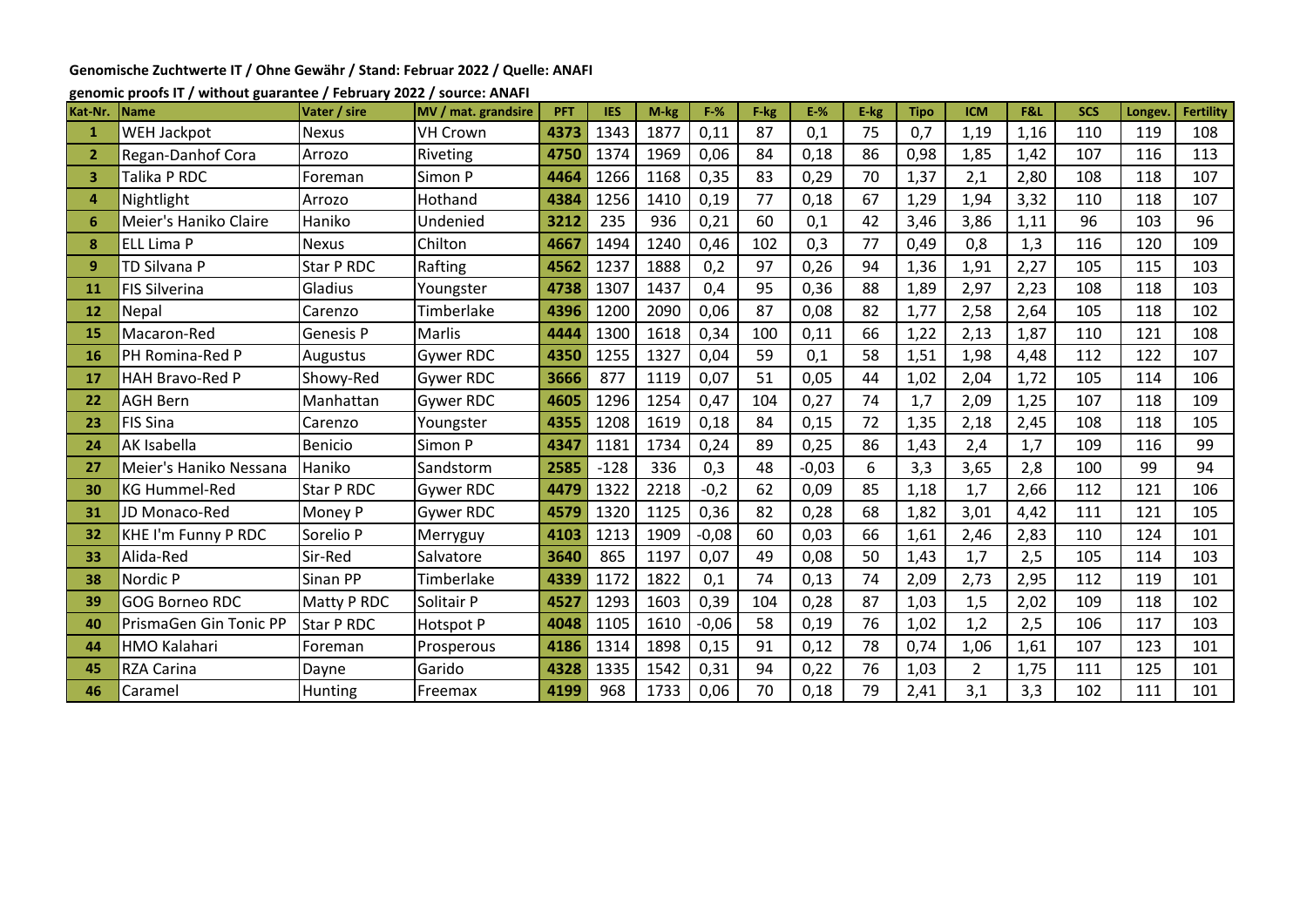**Genomische Zuchtwerte IT / Ohne Gewähr / Stand: Februar 2022 / Quelle: ANAFI**

**genomic proofs IT / without guarantee / February 2022 / source: ANAFI**

| Kat-Nr. | Name | Vater / sire | MV / mat. grandsire | PFT | IES | M-kg | F-% | F-kg | E-% | E-kg | Tipo | ICM | F&L | SCS | Longev. | Fertility |
|---|---|---|---|---|---|---|---|---|---|---|---|---|---|---|---|---|
| 1 | WEH Jackpot | Nexus | VH Crown | 4373 | 1343 | 1877 | 0,11 | 87 | 0,1 | 75 | 0,7 | 1,19 | 1,16 | 110 | 119 | 108 |
| 2 | Regan-Danhof Cora | Arrozo | Riveting | 4750 | 1374 | 1969 | 0,06 | 84 | 0,18 | 86 | 0,98 | 1,85 | 1,42 | 107 | 116 | 113 |
| 3 | Talika P RDC | Foreman | Simon P | 4464 | 1266 | 1168 | 0,35 | 83 | 0,29 | 70 | 1,37 | 2,1 | 2,80 | 108 | 118 | 107 |
| 4 | Nightlight | Arrozo | Hothand | 4384 | 1256 | 1410 | 0,19 | 77 | 0,18 | 67 | 1,29 | 1,94 | 3,32 | 110 | 118 | 107 |
| 6 | Meier's Haniko Claire | Haniko | Undenied | 3212 | 235 | 936 | 0,21 | 60 | 0,1 | 42 | 3,46 | 3,86 | 1,11 | 96 | 103 | 96 |
| 8 | ELL Lima P | Nexus | Chilton | 4667 | 1494 | 1240 | 0,46 | 102 | 0,3 | 77 | 0,49 | 0,8 | 1,3 | 116 | 120 | 109 |
| 9 | TD Silvana P | Star P RDC | Rafting | 4562 | 1237 | 1888 | 0,2 | 97 | 0,26 | 94 | 1,36 | 1,91 | 2,27 | 105 | 115 | 103 |
| 11 | FIS Silverina | Gladius | Youngster | 4738 | 1307 | 1437 | 0,4 | 95 | 0,36 | 88 | 1,89 | 2,97 | 2,23 | 108 | 118 | 103 |
| 12 | Nepal | Carenzo | Timberlake | 4396 | 1200 | 2090 | 0,06 | 87 | 0,08 | 82 | 1,77 | 2,58 | 2,64 | 105 | 118 | 102 |
| 15 | Macaron-Red | Genesis P | Marlis | 4444 | 1300 | 1618 | 0,34 | 100 | 0,11 | 66 | 1,22 | 2,13 | 1,87 | 110 | 121 | 108 |
| 16 | PH Romina-Red P | Augustus | Gywer RDC | 4350 | 1255 | 1327 | 0,04 | 59 | 0,1 | 58 | 1,51 | 1,98 | 4,48 | 112 | 122 | 107 |
| 17 | HAH Bravo-Red P | Showy-Red | Gywer RDC | 3666 | 877 | 1119 | 0,07 | 51 | 0,05 | 44 | 1,02 | 2,04 | 1,72 | 105 | 114 | 106 |
| 22 | AGH Bern | Manhattan | Gywer RDC | 4605 | 1296 | 1254 | 0,47 | 104 | 0,27 | 74 | 1,7 | 2,09 | 1,25 | 107 | 118 | 109 |
| 23 | FIS Sina | Carenzo | Youngster | 4355 | 1208 | 1619 | 0,18 | 84 | 0,15 | 72 | 1,35 | 2,18 | 2,45 | 108 | 118 | 105 |
| 24 | AK Isabella | Benicio | Simon P | 4347 | 1181 | 1734 | 0,24 | 89 | 0,25 | 86 | 1,43 | 2,4 | 1,7 | 109 | 116 | 99 |
| 27 | Meier's Haniko Nessana | Haniko | Sandstorm | 2585 | -128 | 336 | 0,3 | 48 | -0,03 | 6 | 3,3 | 3,65 | 2,8 | 100 | 99 | 94 |
| 30 | KG Hummel-Red | Star P RDC | Gywer RDC | 4479 | 1322 | 2218 | -0,2 | 62 | 0,09 | 85 | 1,18 | 1,7 | 2,66 | 112 | 121 | 106 |
| 31 | JD Monaco-Red | Money P | Gywer RDC | 4579 | 1320 | 1125 | 0,36 | 82 | 0,28 | 68 | 1,82 | 3,01 | 4,42 | 111 | 121 | 105 |
| 32 | KHE I'm Funny P RDC | Sorelio P | Merryguy | 4103 | 1213 | 1909 | -0,08 | 60 | 0,03 | 66 | 1,61 | 2,46 | 2,83 | 110 | 124 | 101 |
| 33 | Alida-Red | Sir-Red | Salvatore | 3640 | 865 | 1197 | 0,07 | 49 | 0,08 | 50 | 1,43 | 1,7 | 2,5 | 105 | 114 | 103 |
| 38 | Nordic P | Sinan PP | Timberlake | 4339 | 1172 | 1822 | 0,1 | 74 | 0,13 | 74 | 2,09 | 2,73 | 2,95 | 112 | 119 | 101 |
| 39 | GOG Borneo RDC | Matty P RDC | Solitair P | 4527 | 1293 | 1603 | 0,39 | 104 | 0,28 | 87 | 1,03 | 1,5 | 2,02 | 109 | 118 | 102 |
| 40 | PrismaGen Gin Tonic PP | Star P RDC | Hotspot P | 4048 | 1105 | 1610 | -0,06 | 58 | 0,19 | 76 | 1,02 | 1,2 | 2,5 | 106 | 117 | 103 |
| 44 | HMO Kalahari | Foreman | Prosperous | 4186 | 1314 | 1898 | 0,15 | 91 | 0,12 | 78 | 0,74 | 1,06 | 1,61 | 107 | 123 | 101 |
| 45 | RZA Carina | Dayne | Garido | 4328 | 1335 | 1542 | 0,31 | 94 | 0,22 | 76 | 1,03 | 2 | 1,75 | 111 | 125 | 101 |
| 46 | Caramel | Hunting | Freemax | 4199 | 968 | 1733 | 0,06 | 70 | 0,18 | 79 | 2,41 | 3,1 | 3,3 | 102 | 111 | 101 |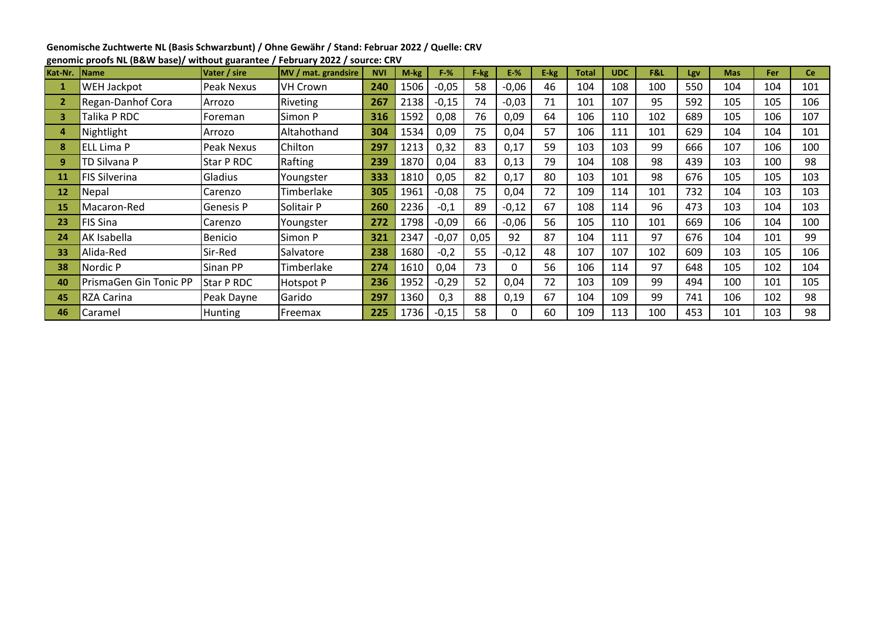**Genomische Zuchtwerte NL (Basis Schwarzbunt) / Ohne Gewähr / Stand: Februar 2022 / Quelle: CRV**

**genomic proofs NL (B&W base)/ without guarantee / February 2022 / source: CRV**

| Kat-Nr. | Name | Vater / sire | MV / mat. grandsire | NVI | M-kg | F-% | F-kg | E-% | E-kg | Total | UDC | F&L | Lgv | Mas | Fer | Ce |
|---|---|---|---|---|---|---|---|---|---|---|---|---|---|---|---|---|
| **1** | WEH Jackpot | Peak Nexus | VH Crown | **240** | 1506 | -0,05 | 58 | -0,06 | 46 | 104 | 108 | 100 | 550 | 104 | 104 | 101 |
| **2** | Regan-Danhof Cora | Arrozo | Riveting | **267** | 2138 | -0,15 | 74 | -0,03 | 71 | 101 | 107 | 95 | 592 | 105 | 105 | 106 |
| **3** | Talika P RDC | Foreman | Simon P | **316** | 1592 | 0,08 | 76 | 0,09 | 64 | 106 | 110 | 102 | 689 | 105 | 106 | 107 |
| **4** | Nightlight | Arrozo | Altahothand | **304** | 1534 | 0,09 | 75 | 0,04 | 57 | 106 | 111 | 101 | 629 | 104 | 104 | 101 |
| **8** | ELL Lima P | Peak Nexus | Chilton | **297** | 1213 | 0,32 | 83 | 0,17 | 59 | 103 | 103 | 99 | 666 | 107 | 106 | 100 |
| **9** | TD Silvana P | Star P RDC | Rafting | **239** | 1870 | 0,04 | 83 | 0,13 | 79 | 104 | 108 | 98 | 439 | 103 | 100 | 98 |
| **11** | FIS Silverina | Gladius | Youngster | **333** | 1810 | 0,05 | 82 | 0,17 | 80 | 103 | 101 | 98 | 676 | 105 | 105 | 103 |
| **12** | Nepal | Carenzo | Timberlake | **305** | 1961 | -0,08 | 75 | 0,04 | 72 | 109 | 114 | 101 | 732 | 104 | 103 | 103 |
| **15** | Macaron-Red | Genesis P | Solitair P | **260** | 2236 | -0,1 | 89 | -0,12 | 67 | 108 | 114 | 96 | 473 | 103 | 104 | 103 |
| **23** | FIS Sina | Carenzo | Youngster | **272** | 1798 | -0,09 | 66 | -0,06 | 56 | 105 | 110 | 101 | 669 | 106 | 104 | 100 |
| **24** | AK Isabella | Benicio | Simon P | **321** | 2347 | -0,07 | 0,05 | 92 | 87 | 104 | 111 | 97 | 676 | 104 | 101 | 99 |
| **33** | Alida-Red | Sir-Red | Salvatore | **238** | 1680 | -0,2 | 55 | -0,12 | 48 | 107 | 107 | 102 | 609 | 103 | 105 | 106 |
| **38** | Nordic P | Sinan PP | Timberlake | **274** | 1610 | 0,04 | 73 | 0 | 56 | 106 | 114 | 97 | 648 | 105 | 102 | 104 |
| **40** | PrismaGen Gin Tonic PP | Star P RDC | Hotspot P | **236** | 1952 | -0,29 | 52 | 0,04 | 72 | 103 | 109 | 99 | 494 | 100 | 101 | 105 |
| **45** | RZA Carina | Peak Dayne | Garido | **297** | 1360 | 0,3 | 88 | 0,19 | 67 | 104 | 109 | 99 | 741 | 106 | 102 | 98 |
| **46** | Caramel | Hunting | Freemax | **225** | 1736 | -0,15 | 58 | 0 | 60 | 109 | 113 | 100 | 453 | 101 | 103 | 98 |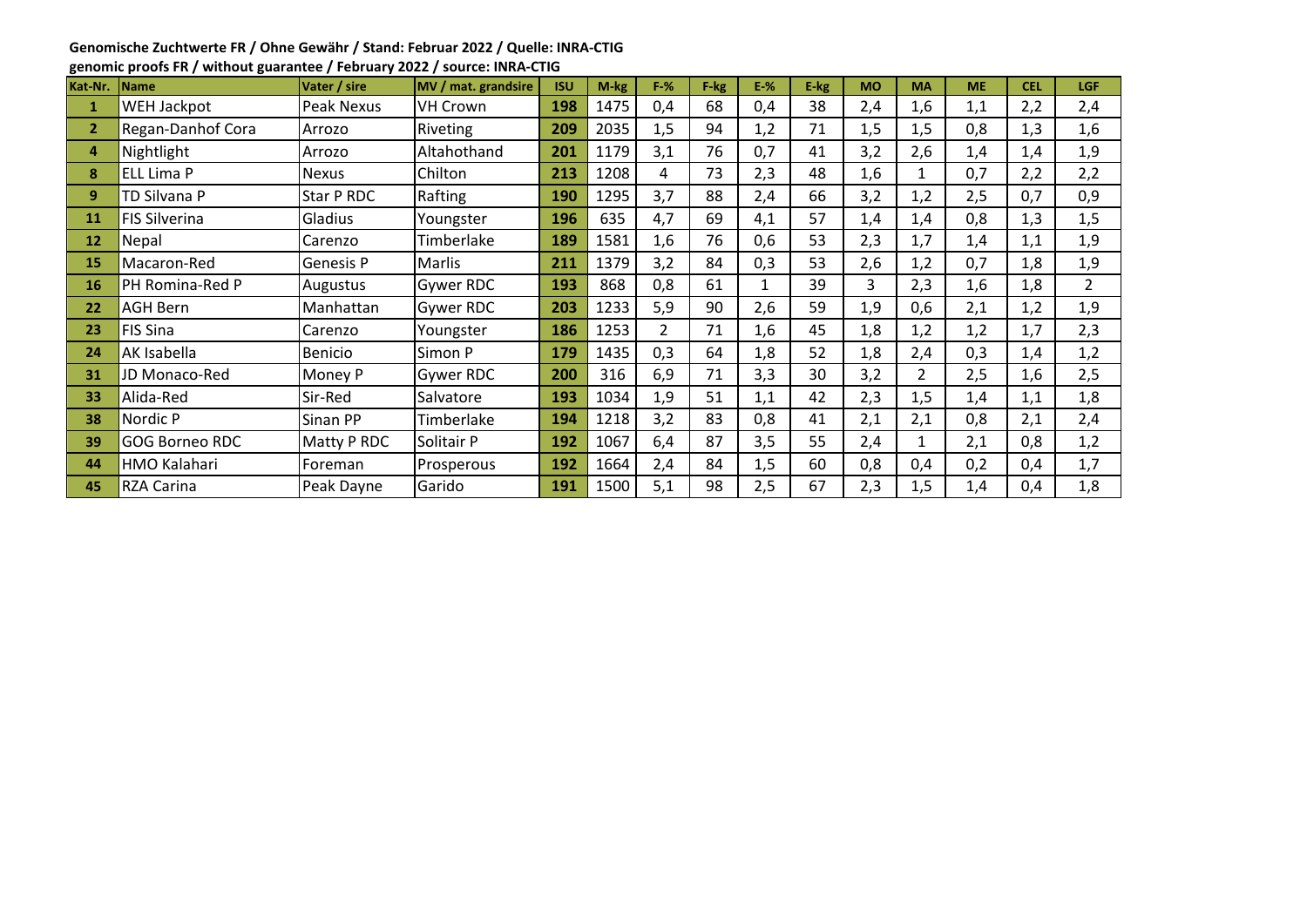**Genomische Zuchtwerte FR / Ohne Gewähr / Stand: Februar 2022 / Quelle: INRA-CTIG**
**genomic proofs FR / without guarantee / February 2022 / source: INRA-CTIG**

| Kat-Nr. | Name | Vater / sire | MV / mat. grandsire | ISU | M-kg | F-% | F-kg | E-% | E-kg | MO | MA | ME | CEL | LGF |
|---|---|---|---|---|---|---|---|---|---|---|---|---|---|---|
| 1 | WEH Jackpot | Peak Nexus | VH Crown | 198 | 1475 | 0,4 | 68 | 0,4 | 38 | 2,4 | 1,6 | 1,1 | 2,2 | 2,4 |
| 2 | Regan-Danhof Cora | Arrozo | Riveting | 209 | 2035 | 1,5 | 94 | 1,2 | 71 | 1,5 | 1,5 | 0,8 | 1,3 | 1,6 |
| 4 | Nightlight | Arrozo | Altahothand | 201 | 1179 | 3,1 | 76 | 0,7 | 41 | 3,2 | 2,6 | 1,4 | 1,4 | 1,9 |
| 8 | ELL Lima P | Nexus | Chilton | 213 | 1208 | 4 | 73 | 2,3 | 48 | 1,6 | 1 | 0,7 | 2,2 | 2,2 |
| 9 | TD Silvana P | Star P RDC | Rafting | 190 | 1295 | 3,7 | 88 | 2,4 | 66 | 3,2 | 1,2 | 2,5 | 0,7 | 0,9 |
| 11 | FIS Silverina | Gladius | Youngster | 196 | 635 | 4,7 | 69 | 4,1 | 57 | 1,4 | 1,4 | 0,8 | 1,3 | 1,5 |
| 12 | Nepal | Carenzo | Timberlake | 189 | 1581 | 1,6 | 76 | 0,6 | 53 | 2,3 | 1,7 | 1,4 | 1,1 | 1,9 |
| 15 | Macaron-Red | Genesis P | Marlis | 211 | 1379 | 3,2 | 84 | 0,3 | 53 | 2,6 | 1,2 | 0,7 | 1,8 | 1,9 |
| 16 | PH Romina-Red P | Augustus | Gywer RDC | 193 | 868 | 0,8 | 61 | 1 | 39 | 3 | 2,3 | 1,6 | 1,8 | 2 |
| 22 | AGH Bern | Manhattan | Gywer RDC | 203 | 1233 | 5,9 | 90 | 2,6 | 59 | 1,9 | 0,6 | 2,1 | 1,2 | 1,9 |
| 23 | FIS Sina | Carenzo | Youngster | 186 | 1253 | 2 | 71 | 1,6 | 45 | 1,8 | 1,2 | 1,2 | 1,7 | 2,3 |
| 24 | AK Isabella | Benicio | Simon P | 179 | 1435 | 0,3 | 64 | 1,8 | 52 | 1,8 | 2,4 | 0,3 | 1,4 | 1,2 |
| 31 | JD Monaco-Red | Money P | Gywer RDC | 200 | 316 | 6,9 | 71 | 3,3 | 30 | 3,2 | 2 | 2,5 | 1,6 | 2,5 |
| 33 | Alida-Red | Sir-Red | Salvatore | 193 | 1034 | 1,9 | 51 | 1,1 | 42 | 2,3 | 1,5 | 1,4 | 1,1 | 1,8 |
| 38 | Nordic P | Sinan PP | Timberlake | 194 | 1218 | 3,2 | 83 | 0,8 | 41 | 2,1 | 2,1 | 0,8 | 2,1 | 2,4 |
| 39 | GOG Borneo RDC | Matty P RDC | Solitair P | 192 | 1067 | 6,4 | 87 | 3,5 | 55 | 2,4 | 1 | 2,1 | 0,8 | 1,2 |
| 44 | HMO Kalahari | Foreman | Prosperous | 192 | 1664 | 2,4 | 84 | 1,5 | 60 | 0,8 | 0,4 | 0,2 | 0,4 | 1,7 |
| 45 | RZA Carina | Peak Dayne | Garido | 191 | 1500 | 5,1 | 98 | 2,5 | 67 | 2,3 | 1,5 | 1,4 | 0,4 | 1,8 |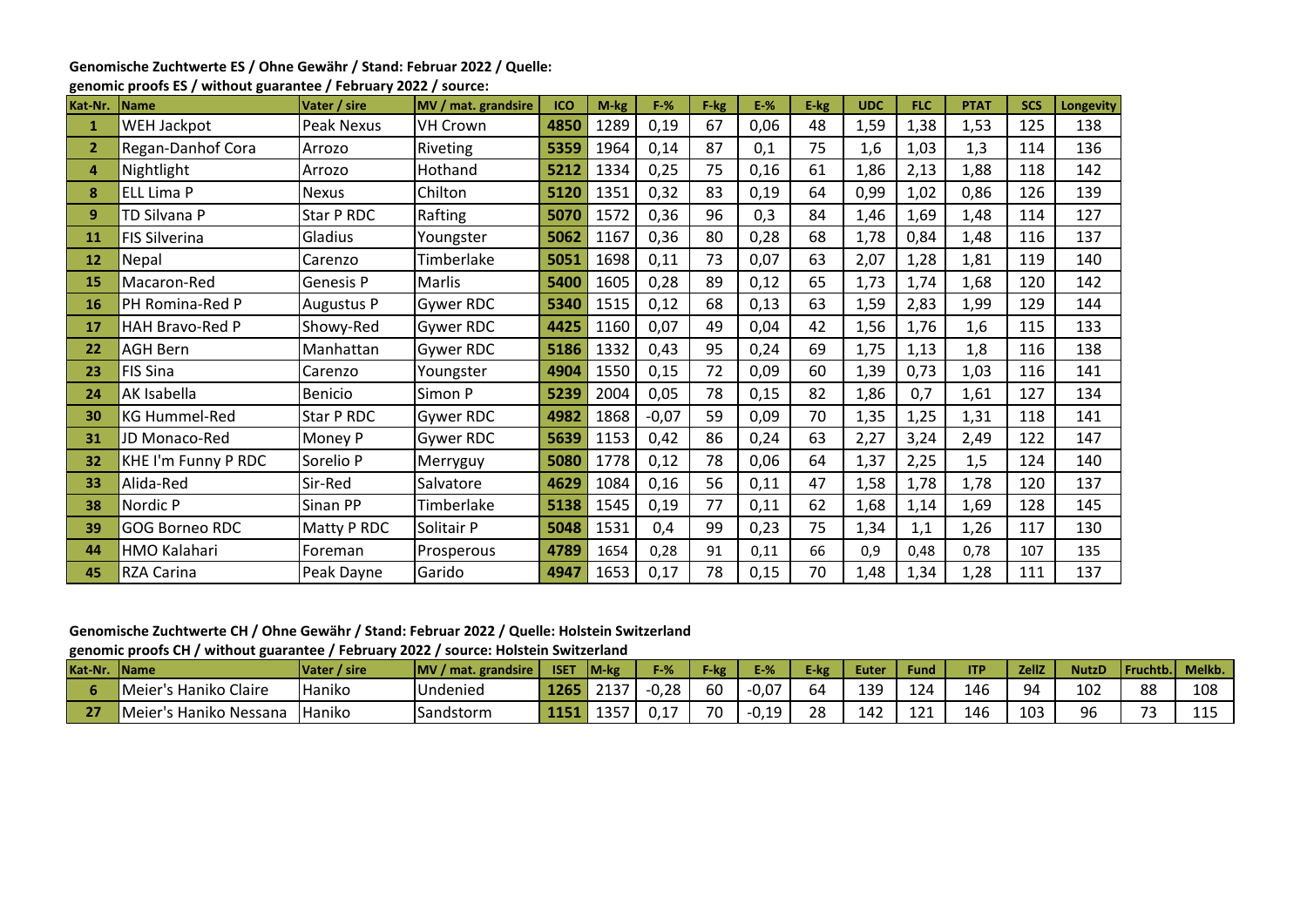**Genomische Zuchtwerte ES / Ohne Gewähr / Stand: Februar 2022 / Quelle:**

**genomic proofs ES / without guarantee / February 2022 / source:**

| Kat-Nr. | Name | Vater / sire | MV / mat. grandsire | ICO | M-kg | F-% | F-kg | E-% | E-kg | UDC | FLC | PTAT | SCS | Longevity |
|---|---|---|---|---|---|---|---|---|---|---|---|---|---|---|
| 1 | WEH Jackpot | Peak Nexus | VH Crown | 4850 | 1289 | 0,19 | 67 | 0,06 | 48 | 1,59 | 1,38 | 1,53 | 125 | 138 |
| 2 | Regan-Danhof Cora | Arrozo | Riveting | 5359 | 1964 | 0,14 | 87 | 0,1 | 75 | 1,6 | 1,03 | 1,3 | 114 | 136 |
| 4 | Nightlight | Arrozo | Hothand | 5212 | 1334 | 0,25 | 75 | 0,16 | 61 | 1,86 | 2,13 | 1,88 | 118 | 142 |
| 8 | ELL Lima P | Nexus | Chilton | 5120 | 1351 | 0,32 | 83 | 0,19 | 64 | 0,99 | 1,02 | 0,86 | 126 | 139 |
| 9 | TD Silvana P | Star P RDC | Rafting | 5070 | 1572 | 0,36 | 96 | 0,3 | 84 | 1,46 | 1,69 | 1,48 | 114 | 127 |
| 11 | FIS Silverina | Gladius | Youngster | 5062 | 1167 | 0,36 | 80 | 0,28 | 68 | 1,78 | 0,84 | 1,48 | 116 | 137 |
| 12 | Nepal | Carenzo | Timberlake | 5051 | 1698 | 0,11 | 73 | 0,07 | 63 | 2,07 | 1,28 | 1,81 | 119 | 140 |
| 15 | Macaron-Red | Genesis P | Marlis | 5400 | 1605 | 0,28 | 89 | 0,12 | 65 | 1,73 | 1,74 | 1,68 | 120 | 142 |
| 16 | PH Romina-Red P | Augustus P | Gywer RDC | 5340 | 1515 | 0,12 | 68 | 0,13 | 63 | 1,59 | 2,83 | 1,99 | 129 | 144 |
| 17 | HAH Bravo-Red P | Showy-Red | Gywer RDC | 4425 | 1160 | 0,07 | 49 | 0,04 | 42 | 1,56 | 1,76 | 1,6 | 115 | 133 |
| 22 | AGH Bern | Manhattan | Gywer RDC | 5186 | 1332 | 0,43 | 95 | 0,24 | 69 | 1,75 | 1,13 | 1,8 | 116 | 138 |
| 23 | FIS Sina | Carenzo | Youngster | 4904 | 1550 | 0,15 | 72 | 0,09 | 60 | 1,39 | 0,73 | 1,03 | 116 | 141 |
| 24 | AK Isabella | Benicio | Simon P | 5239 | 2004 | 0,05 | 78 | 0,15 | 82 | 1,86 | 0,7 | 1,61 | 127 | 134 |
| 30 | KG Hummel-Red | Star P RDC | Gywer RDC | 4982 | 1868 | -0,07 | 59 | 0,09 | 70 | 1,35 | 1,25 | 1,31 | 118 | 141 |
| 31 | JD Monaco-Red | Money P | Gywer RDC | 5639 | 1153 | 0,42 | 86 | 0,24 | 63 | 2,27 | 3,24 | 2,49 | 122 | 147 |
| 32 | KHE I'm Funny P RDC | Sorelio P | Merryguy | 5080 | 1778 | 0,12 | 78 | 0,06 | 64 | 1,37 | 2,25 | 1,5 | 124 | 140 |
| 33 | Alida-Red | Sir-Red | Salvatore | 4629 | 1084 | 0,16 | 56 | 0,11 | 47 | 1,58 | 1,78 | 1,78 | 120 | 137 |
| 38 | Nordic P | Sinan PP | Timberlake | 5138 | 1545 | 0,19 | 77 | 0,11 | 62 | 1,68 | 1,14 | 1,69 | 128 | 145 |
| 39 | GOG Borneo RDC | Matty P RDC | Solitair P | 5048 | 1531 | 0,4 | 99 | 0,23 | 75 | 1,34 | 1,1 | 1,26 | 117 | 130 |
| 44 | HMO Kalahari | Foreman | Prosperous | 4789 | 1654 | 0,28 | 91 | 0,11 | 66 | 0,9 | 0,48 | 0,78 | 107 | 135 |
| 45 | RZA Carina | Peak Dayne | Garido | 4947 | 1653 | 0,17 | 78 | 0,15 | 70 | 1,48 | 1,34 | 1,28 | 111 | 137 |

**Genomische Zuchtwerte CH / Ohne Gewähr / Stand: Februar 2022 / Quelle: Holstein Switzerland**

**genomic proofs CH / without guarantee / February 2022 / source: Holstein Switzerland**

| Kat-Nr. | Name | Vater / sire | MV / mat. grandsire | ISET | M-kg | F-% | F-kg | E-% | E-kg | Euter | Fund | ITP | ZellZ | NutzD | Fruchtb. | Melkb. |
|---|---|---|---|---|---|---|---|---|---|---|---|---|---|---|---|---|
| 6 | Meier's Haniko Claire | Haniko | Undenied | 1265 | 2137 | -0,28 | 60 | -0,07 | 64 | 139 | 124 | 146 | 94 | 102 | 88 | 108 |
| 27 | Meier's Haniko Nessana | Haniko | Sandstorm | 1151 | 1357 | 0,17 | 70 | -0,19 | 28 | 142 | 121 | 146 | 103 | 96 | 73 | 115 |